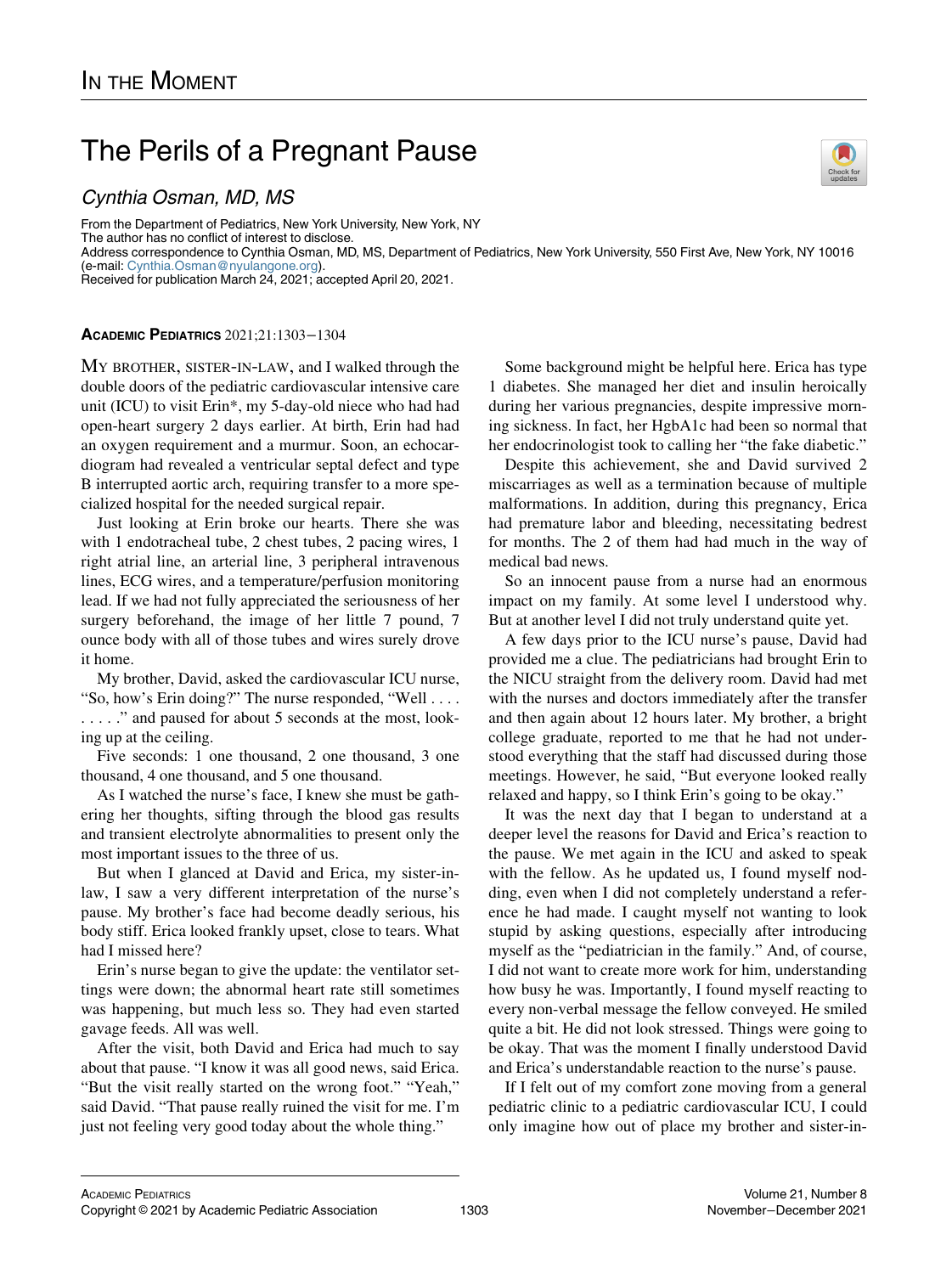# In the Moment

# The Perils of a Pregnant Pause

*Cynthia Osman, MD, MS*

From the Department of Pediatrics, New York University, New York, NY
The author has no conflict of interest to disclose.
Address correspondence to Cynthia Osman, MD, MS, Department of Pediatrics, New York University, 550 First Ave, New York, NY 10016 (e-mail: Cynthia.Osman@nyulangone.org).
Received for publication March 24, 2021; accepted April 20, 2021.

**Academic Pediatrics** 2021;21:1303−1304

My brother, sister-in-law, and I walked through the double doors of the pediatric cardiovascular intensive care unit (ICU) to visit Erin*, my 5-day-old niece who had had open-heart surgery 2 days earlier. At birth, Erin had had an oxygen requirement and a murmur. Soon, an echocardiogram had revealed a ventricular septal defect and type B interrupted aortic arch, requiring transfer to a more specialized hospital for the needed surgical repair.

Just looking at Erin broke our hearts. There she was with 1 endotracheal tube, 2 chest tubes, 2 pacing wires, 1 right atrial line, an arterial line, 3 peripheral intravenous lines, ECG wires, and a temperature/perfusion monitoring lead. If we had not fully appreciated the seriousness of her surgery beforehand, the image of her little 7 pound, 7 ounce body with all of those tubes and wires surely drove it home.

My brother, David, asked the cardiovascular ICU nurse, "So, how's Erin doing?" The nurse responded, "Well . . . . . . . . ." and paused for about 5 seconds at the most, looking up at the ceiling.

Five seconds: 1 one thousand, 2 one thousand, 3 one thousand, 4 one thousand, and 5 one thousand.

As I watched the nurse's face, I knew she must be gathering her thoughts, sifting through the blood gas results and transient electrolyte abnormalities to present only the most important issues to the three of us.

But when I glanced at David and Erica, my sister-in-law, I saw a very different interpretation of the nurse's pause. My brother's face had become deadly serious, his body stiff. Erica looked frankly upset, close to tears. What had I missed here?

Erin's nurse began to give the update: the ventilator settings were down; the abnormal heart rate still sometimes was happening, but much less so. They had even started gavage feeds. All was well.

After the visit, both David and Erica had much to say about that pause. "I know it was all good news, said Erica. "But the visit really started on the wrong foot." "Yeah," said David. "That pause really ruined the visit for me. I'm just not feeling very good today about the whole thing."

Some background might be helpful here. Erica has type 1 diabetes. She managed her diet and insulin heroically during her various pregnancies, despite impressive morning sickness. In fact, her HgbA1c had been so normal that her endocrinologist took to calling her "the fake diabetic."

Despite this achievement, she and David survived 2 miscarriages as well as a termination because of multiple malformations. In addition, during this pregnancy, Erica had premature labor and bleeding, necessitating bedrest for months. The 2 of them had had much in the way of medical bad news.

So an innocent pause from a nurse had an enormous impact on my family. At some level I understood why. But at another level I did not truly understand quite yet.

A few days prior to the ICU nurse's pause, David had provided me a clue. The pediatricians had brought Erin to the NICU straight from the delivery room. David had met with the nurses and doctors immediately after the transfer and then again about 12 hours later. My brother, a bright college graduate, reported to me that he had not understood everything that the staff had discussed during those meetings. However, he said, "But everyone looked really relaxed and happy, so I think Erin's going to be okay."

It was the next day that I began to understand at a deeper level the reasons for David and Erica's reaction to the pause. We met again in the ICU and asked to speak with the fellow. As he updated us, I found myself nodding, even when I did not completely understand a reference he had made. I caught myself not wanting to look stupid by asking questions, especially after introducing myself as the "pediatrician in the family." And, of course, I did not want to create more work for him, understanding how busy he was. Importantly, I found myself reacting to every non-verbal message the fellow conveyed. He smiled quite a bit. He did not look stressed. Things were going to be okay. That was the moment I finally understood David and Erica's understandable reaction to the nurse's pause.

If I felt out of my comfort zone moving from a general pediatric clinic to a pediatric cardiovascular ICU, I could only imagine how out of place my brother and sister-in-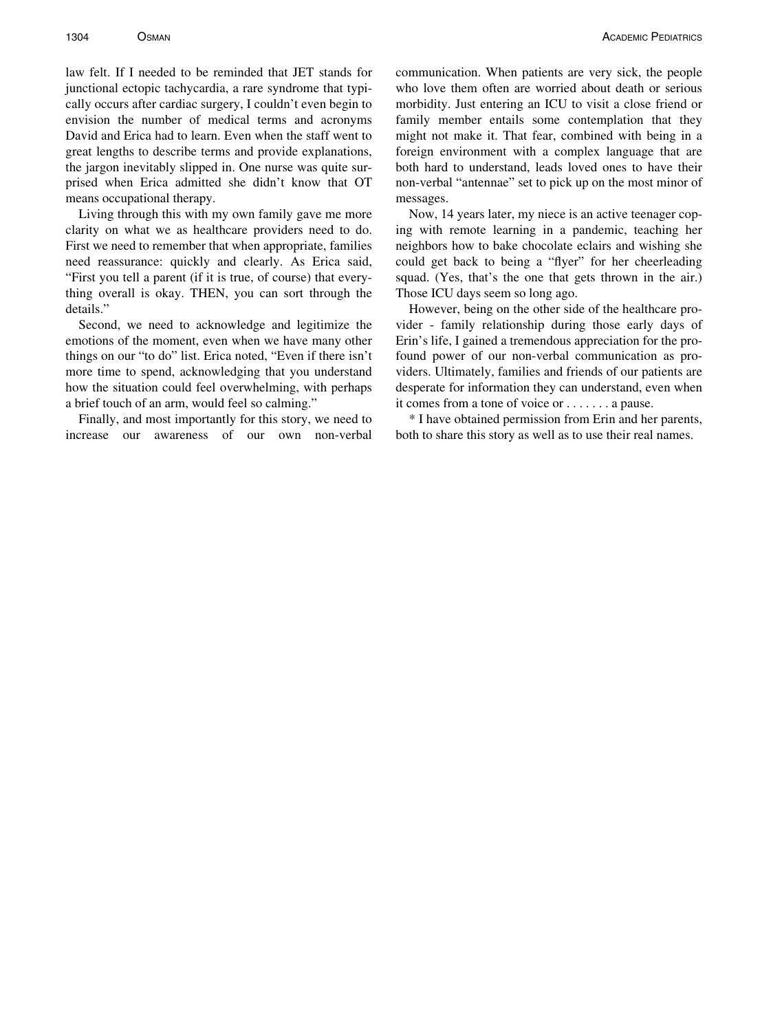law felt. If I needed to be reminded that JET stands for junctional ectopic tachycardia, a rare syndrome that typically occurs after cardiac surgery, I couldn't even begin to envision the number of medical terms and acronyms David and Erica had to learn. Even when the staff went to great lengths to describe terms and provide explanations, the jargon inevitably slipped in. One nurse was quite surprised when Erica admitted she didn't know that OT means occupational therapy.

Living through this with my own family gave me more clarity on what we as healthcare providers need to do. First we need to remember that when appropriate, families need reassurance: quickly and clearly. As Erica said, "First you tell a parent (if it is true, of course) that everything overall is okay. THEN, you can sort through the details."

Second, we need to acknowledge and legitimize the emotions of the moment, even when we have many other things on our "to do" list. Erica noted, "Even if there isn't more time to spend, acknowledging that you understand how the situation could feel overwhelming, with perhaps a brief touch of an arm, would feel so calming."

Finally, and most importantly for this story, we need to increase our awareness of our own non-verbal communication. When patients are very sick, the people who love them often are worried about death or serious morbidity. Just entering an ICU to visit a close friend or family member entails some contemplation that they might not make it. That fear, combined with being in a foreign environment with a complex language that are both hard to understand, leads loved ones to have their non-verbal "antennae" set to pick up on the most minor of messages.

Now, 14 years later, my niece is an active teenager coping with remote learning in a pandemic, teaching her neighbors how to bake chocolate eclairs and wishing she could get back to being a "flyer" for her cheerleading squad. (Yes, that's the one that gets thrown in the air.) Those ICU days seem so long ago.

However, being on the other side of the healthcare provider - family relationship during those early days of Erin's life, I gained a tremendous appreciation for the profound power of our non-verbal communication as providers. Ultimately, families and friends of our patients are desperate for information they can understand, even when it comes from a tone of voice or . . . . . . . a pause.

* I have obtained permission from Erin and her parents, both to share this story as well as to use their real names.